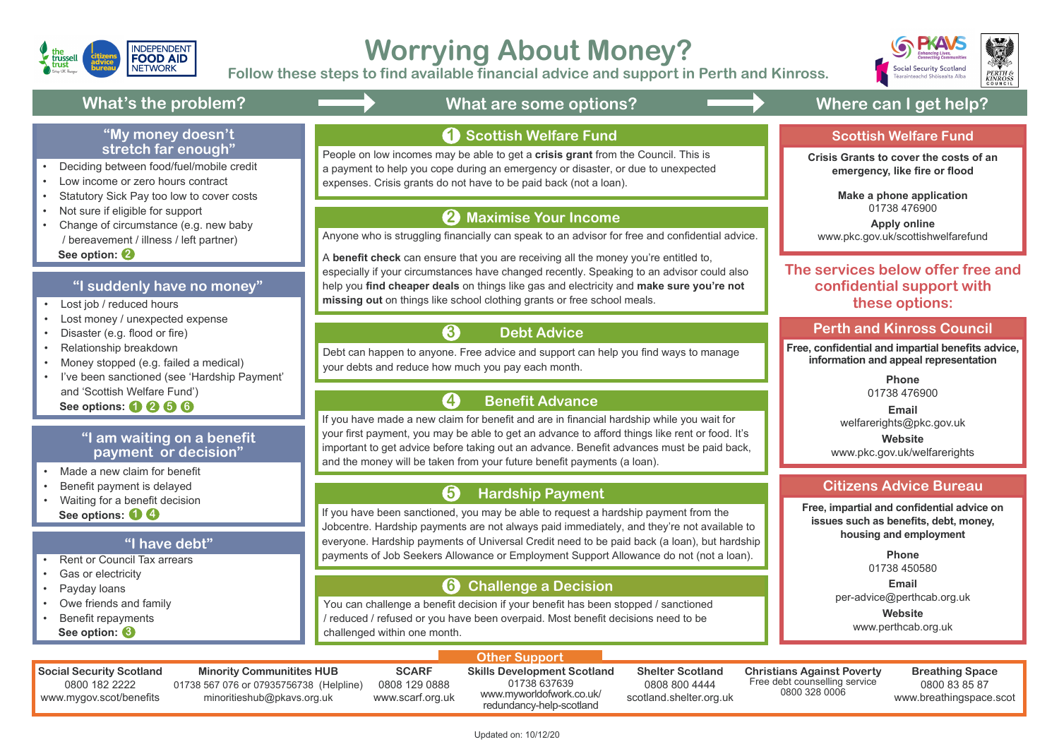# Worrying About Money?

**Follow these steps to find available financial advice and support in Perth and Kinross.**

## What's the problem?

### "My money doesn't stretch far enough"

- Deciding between food/fuel/mobile credit
- Low income or zero hours contract
- Statutory Sick Pay too low to cover costs
- Not sure if eligible for support
- Change of circumstance (e.g. new baby / bereavement / illness / left partner)

**See option: 2**

### "I suddenly have no money"

- Lost job / reduced hours
- Lost money / unexpected expense
- Disaster (e.g. flood or fire)
- Relationship breakdown
- Money stopped (e.g. failed a medical)
- I've been sanctioned (see 'Hardship Payment' and 'Scottish Welfare Fund')

**See options: 1 2 5 6**

### "I am waiting on a benefit payment or decision"

- Made a new claim for benefit
- Benefit payment is delayed
- Waiting for a benefit decision

**See options: 1 4**

### "I have debt"

- Rent or Council Tax arrears
- Gas or electricity
- Payday loans
- Owe friends and family
- Benefit repayments

**See option: 3**

## What are some options?

### 1 Scottish Welfare Fund

People on low incomes may be able to get a **crisis grant** from the Council. This is a payment to help you cope during an emergency or disaster, or due to unexpected expenses. Crisis grants do not have to be paid back (not a loan).

### 2 Maximise Your Income

Anyone who is struggling financially can speak to an advisor for free and confidential advice.

A **benefit check** can ensure that you are receiving all the money you're entitled to, especially if your circumstances have changed recently. Speaking to an advisor could also help you **find cheaper deals** on things like gas and electricity and **make sure you're not missing out** on things like school clothing grants or free school meals.

### 3 Debt Advice

Debt can happen to anyone. Free advice and support can help you find ways to manage your debts and reduce how much you pay each month.

### 4 Benefit Advance

If you have made a new claim for benefit and are in financial hardship while you wait for your first payment, you may be able to get an advance to afford things like rent or food. It's important to get advice before taking out an advance. Benefit advances must be paid back, and the money will be taken from your future benefit payments (a loan).

### 5 Hardship Payment

If you have been sanctioned, you may be able to request a hardship payment from the Jobcentre. Hardship payments are not always paid immediately, and they're not available to everyone. Hardship payments of Universal Credit need to be paid back (a loan), but hardship payments of Job Seekers Allowance or Employment Support Allowance do not (not a loan).

### 6 Challenge a Decision

You can challenge a benefit decision if your benefit has been stopped / sanctioned / reduced / refused or you have been overpaid. Most benefit decisions need to be challenged within one month.

## Where can I get help?

### Scottish Welfare Fund

**Crisis Grants to cover the costs of an emergency, like fire or flood**

**Make a phone application**
01738 476900

**Apply online**
www.pkc.gov.uk/scottishwelfarefund

**The services below offer free and confidential support with these options:**

### Perth and Kinross Council

**Free, confidential and impartial benefits advice, information and appeal representation**

**Phone**
01738 476900

**Email**
welfarerights@pkc.gov.uk

**Website**
www.pkc.gov.uk/welfarerights

### Citizens Advice Bureau

**Free, impartial and confidential advice on issues such as benefits, debt, money, housing and employment**

**Phone**
01738 450580

**Email**
per-advice@perthcab.org.uk

**Website**
www.perthcab.org.uk

## Other Support

**Social Security Scotland**
0800 182 2222
www.mygov.scot/benefits

**Minority Communitites HUB**
01738 567 076 or 07935756738 (Helpline)
minoritieshub@pkavs.org.uk

**SCARF**
0808 129 0888
www.scarf.org.uk

**Skills Development Scotland**
01738 637639
www.myworldofwork.co.uk/redundancy-help-scotland

**Shelter Scotland**
0800 800 4444
scotland.shelter.org.uk

**Christians Against Poverty**
Free debt counselling service
0800 328 0006

**Breathing Space**
0800 83 85 87
www.breathingspace.scot

Updated on: 10/12/20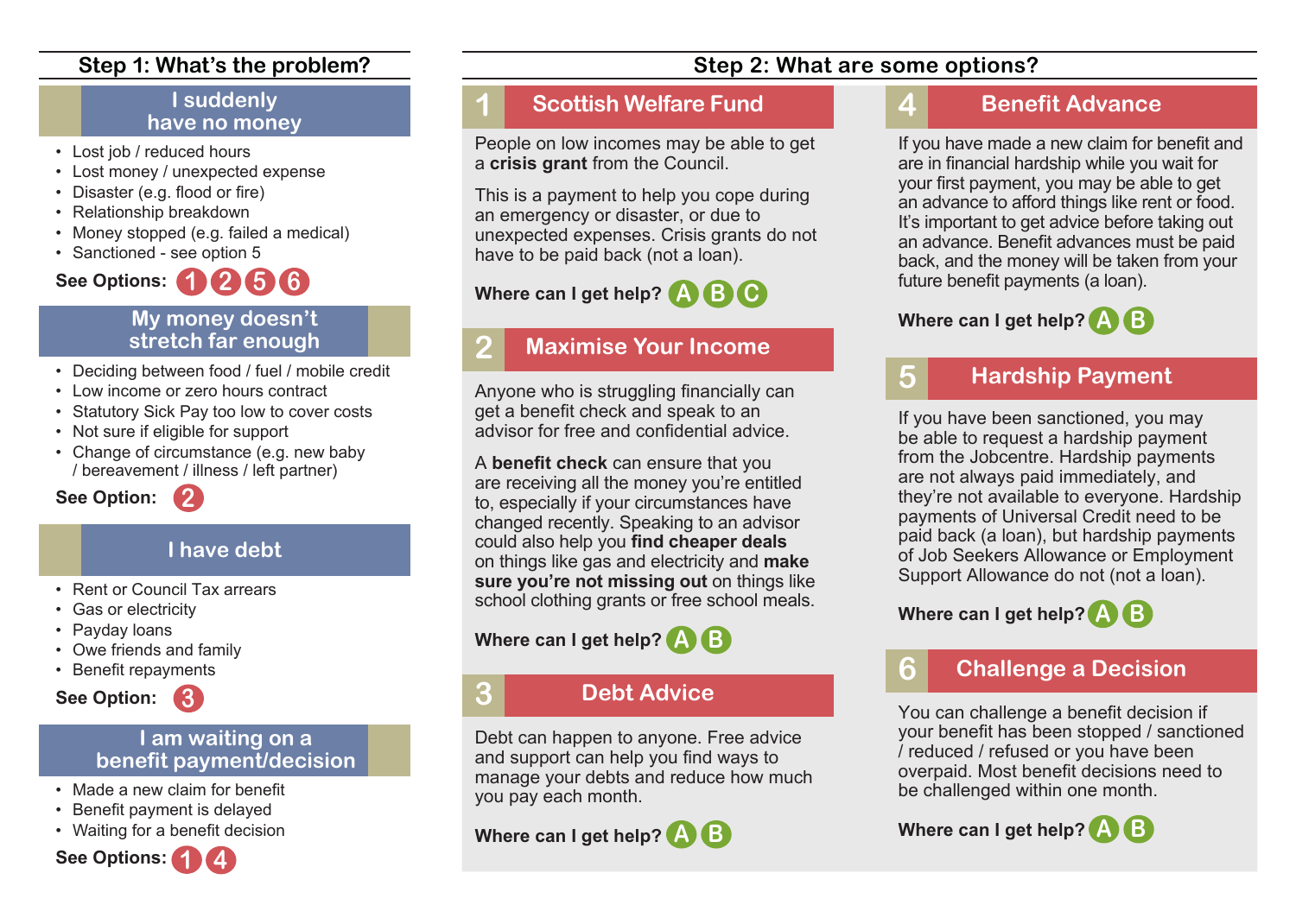## Step 1: What's the problem?

### I suddenly have no money

- Lost job / reduced hours
- Lost money / unexpected expense
- Disaster (e.g. flood or fire)
- Relationship breakdown
- Money stopped (e.g. failed a medical)
- Sanctioned - see option 5

**See Options:** 1 2 5 6

### My money doesn't stretch far enough

- Deciding between food / fuel / mobile credit
- Low income or zero hours contract
- Statutory Sick Pay too low to cover costs
- Not sure if eligible for support
- Change of circumstance (e.g. new baby / bereavement / illness / left partner)

**See Option:** 2

### I have debt

- Rent or Council Tax arrears
- Gas or electricity
- Payday loans
- Owe friends and family
- Benefit repayments

**See Option:** 3

### I am waiting on a benefit payment/decision

- Made a new claim for benefit
- Benefit payment is delayed
- Waiting for a benefit decision

**See Options:** 1 4

## Step 2: What are some options?

### 1 Scottish Welfare Fund

People on low incomes may be able to get a **crisis grant** from the Council.

This is a payment to help you cope during an emergency or disaster, or due to unexpected expenses. Crisis grants do not have to be paid back (not a loan).

**Where can I get help?** A B C

### 2 Maximise Your Income

Anyone who is struggling financially can get a benefit check and speak to an advisor for free and confidential advice.

A **benefit check** can ensure that you are receiving all the money you're entitled to, especially if your circumstances have changed recently. Speaking to an advisor could also help you **find cheaper deals** on things like gas and electricity and **make sure you're not missing out** on things like school clothing grants or free school meals.

**Where can I get help?** A B

### 3 Debt Advice

Debt can happen to anyone. Free advice and support can help you find ways to manage your debts and reduce how much you pay each month.

**Where can I get help?** A B

### 4 Benefit Advance

If you have made a new claim for benefit and are in financial hardship while you wait for your first payment, you may be able to get an advance to afford things like rent or food. It's important to get advice before taking out an advance. Benefit advances must be paid back, and the money will be taken from your future benefit payments (a loan).

**Where can I get help?** A B

### 5 Hardship Payment

If you have been sanctioned, you may be able to request a hardship payment from the Jobcentre. Hardship payments are not always paid immediately, and they're not available to everyone. Hardship payments of Universal Credit need to be paid back (a loan), but hardship payments of Job Seekers Allowance or Employment Support Allowance do not (not a loan).

**Where can I get help?** A B

### 6 Challenge a Decision

You can challenge a benefit decision if your benefit has been stopped / sanctioned / reduced / refused or you have been overpaid. Most benefit decisions need to be challenged within one month.

**Where can I get help?** A B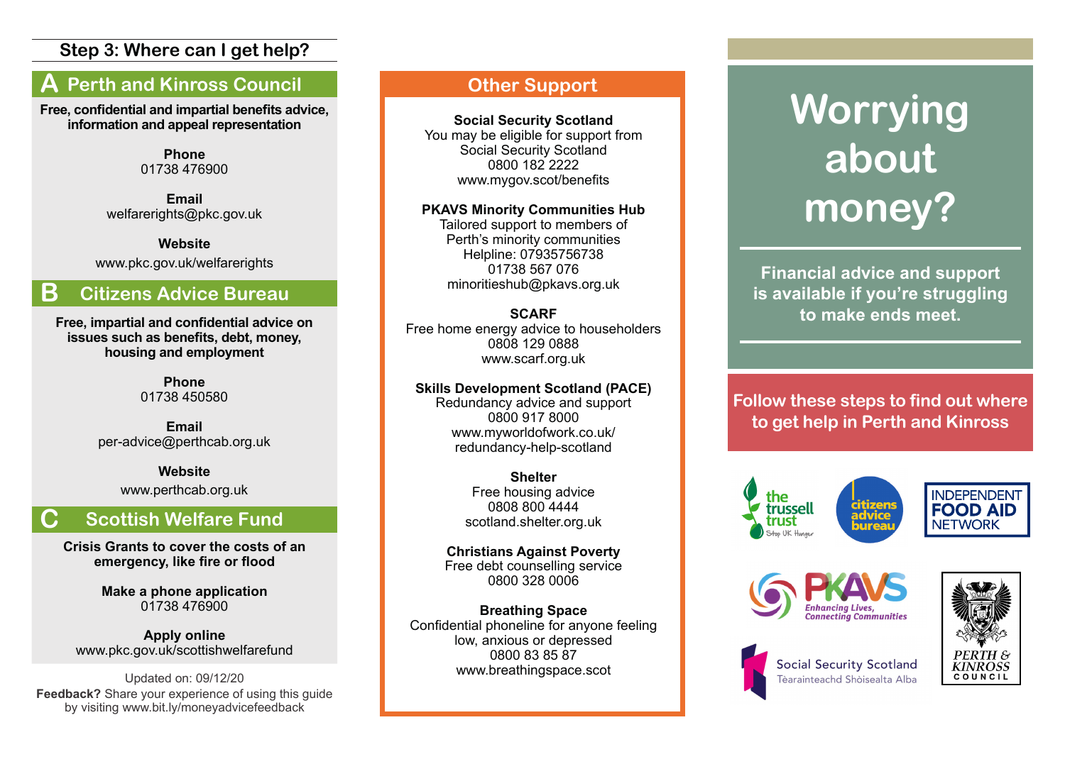## Step 3: Where can I get help?

### A Perth and Kinross Council

**Free, confidential and impartial benefits advice, information and appeal representation**

**Phone**
01738 476900

**Email**
welfarerights@pkc.gov.uk

**Website**
www.pkc.gov.uk/welfarerights

### B Citizens Advice Bureau

**Free, impartial and confidential advice on issues such as benefits, debt, money, housing and employment**

**Phone**
01738 450580

**Email**
per-advice@perthcab.org.uk

**Website**
www.perthcab.org.uk

### C Scottish Welfare Fund

**Crisis Grants to cover the costs of an emergency, like fire or flood**

**Make a phone application**
01738 476900

**Apply online**
www.pkc.gov.uk/scottishwelfarefund

Updated on: 09/12/20

**Feedback?** Share your experience of using this guide by visiting www.bit.ly/moneyadvicefeedback

## Other Support

**Social Security Scotland**
You may be eligible for support from Social Security Scotland
0800 182 2222
www.mygov.scot/benefits

**PKAVS Minority Communities Hub**
Tailored support to members of Perth's minority communities
Helpline: 07935756738
01738 567 076
minoritieshub@pkavs.org.uk

**SCARF**
Free home energy advice to householders
0808 129 0888
www.scarf.org.uk

**Skills Development Scotland (PACE)**
Redundancy advice and support
0800 917 8000
www.myworldofwork.co.uk/redundancy-help-scotland

**Shelter**
Free housing advice
0808 800 4444
scotland.shelter.org.uk

**Christians Against Poverty**
Free debt counselling service
0800 328 0006

**Breathing Space**
Confidential phoneline for anyone feeling low, anxious or depressed
0800 83 85 87
www.breathingspace.scot

# Worrying about money?

**Financial advice and support is available if you're struggling to make ends meet.**

**Follow these steps to find out where to get help in Perth and Kinross**

the trussell trust – Stop UK Hunger
citizens advice bureau
INDEPENDENT FOOD AID NETWORK
PKAVS – Enhancing Lives, Connecting Communities
Social Security Scotland – Tèarainteachd Shòisealta Alba
PERTH & KINROSS COUNCIL